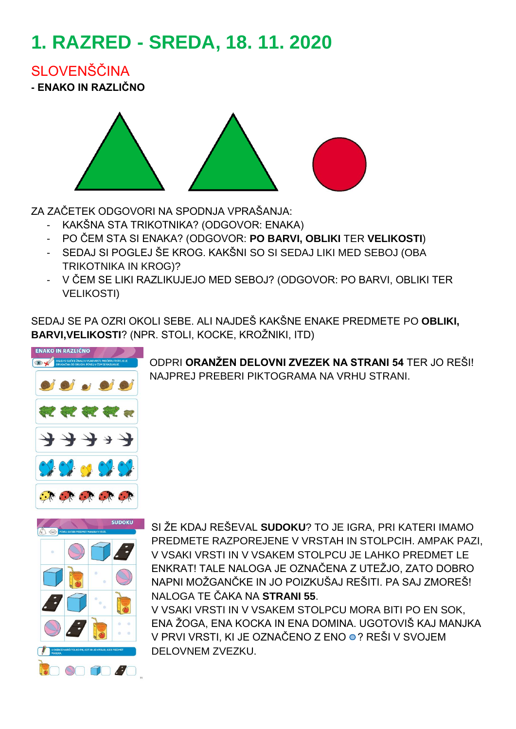# 1. RAZRED - SREDA, 18. 11. 2020

## SLOVENŠČINA

**- ENAKO IN RAZLIČNO**

ZA ZAČETEK ODGOVORI NA SPODNJA VPRAŠANJA:

- KAKŠNA STA TRIKOTNIKA? (ODGOVOR: ENAKA)
- PO ČEM STA SI ENAKA? (ODGOVOR: **PO BARVI, OBLIKI** TER **VELIKOSTI**)
- SEDAJ SI POGLEJ ŠE KROG. KAKŠNI SO SI SEDAJ LIKI MED SEBOJ (OBA TRIKOTNIKA IN KROG)?
- V ČEM SE LIKI RAZLIKUJEJO MED SEBOJ? (ODGOVOR: PO BARVI, OBLIKI TER VELIKOSTI)

SEDAJ SE PA OZRI OKOLI SEBE. ALI NAJDEŠ KAKŠNE ENAKE PREDMETE PO **OBLIKI, BARVI,VELIKOSTI**? (NPR. STOLI, KOCKE, KROŽNIKI, ITD)

ODPRI **ORANŽEN DELOVNI ZVEZEK NA STRANI 54** TER JO REŠI! NAJPREJ PREBERI PIKTOGRAMA NA VRHU STRANI.

SI ŽE KDAJ REŠEVAL **SUDOKU**? TO JE IGRA, PRI KATERI IMAMO PREDMETE RAZPOREJENE V VRSTAH IN STOLPCIH. AMPAK PAZI, V VSAKI VRSTI IN V VSAKEM STOLPCU JE LAHKO PREDMET LE ENKRAT! TALE NALOGA JE OZNAČENA Z UTEŽJO, ZATO DOBRO NAPNI MOŽGANČKE IN JO POIZKUŠAJ REŠITI. PA SAJ ZMOREŠ! NALOGA TE ČAKA NA **STRANI 55**.

V VSAKI VRSTI IN V VSAKEM STOLPCU MORA BITI PO EN SOK, ENA ŽOGA, ENA KOCKA IN ENA DOMINA. UGOTOVIŠ KAJ MANJKA V PRVI VRSTI, KI JE OZNAČENO Z ENO ●? REŠI V SVOJEM DELOVNEM ZVEZKU.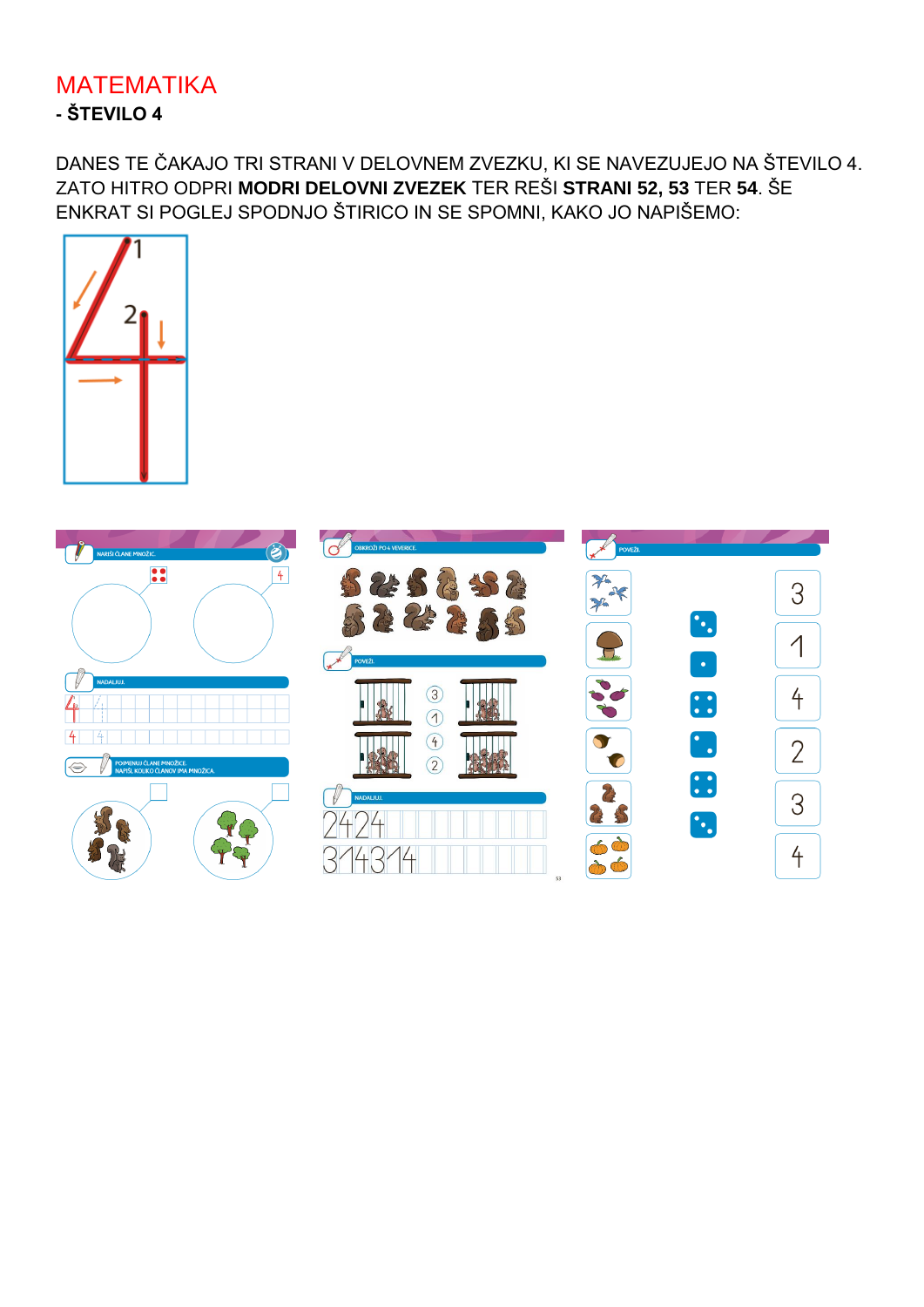# MATEMATIKA

**- ŠTEVILO 4**

DANES TE ČAKAJO TRI STRANI V DELOVNEM ZVEZKU, KI SE NAVEZUJEJO NA ŠTEVILO 4. ZATO HITRO ODPRI **MODRI DELOVNI ZVEZEK** TER REŠI **STRANI 52, 53** TER **54**. ŠE ENKRAT SI POGLEJ SPODNJO ŠTIRICO IN SE SPOMNI, KAKO JO NAPIŠEMO: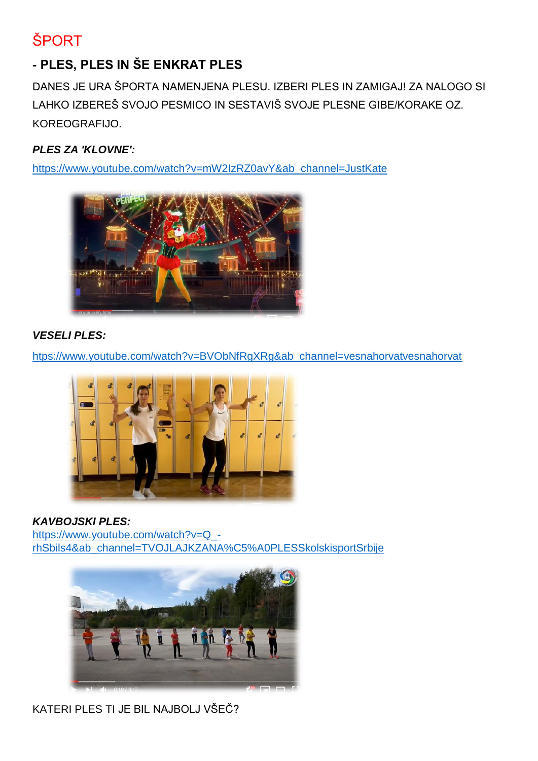# ŠPORT

## - PLES, PLES IN ŠE ENKRAT PLES

DANES JE URA ŠPORTA NAMENJENA PLESU. IZBERI PLES IN ZAMIGAJ! ZA NALOGO SI LAHKO IZBEREŠ SVOJO PESMICO IN SESTAVIŠ SVOJE PLESNE GIBE/KORAKE OZ. KOREOGRAFIJO.

***PLES ZA 'KLOVNE':***

https://www.youtube.com/watch?v=mW2IzRZ0avY&ab_channel=JustKate

***VESELI PLES:***

https://www.youtube.com/watch?v=BVObNfRgXRg&ab_channel=vesnahorvatvesnahorvat

***KAVBOJSKI PLES:***

https://www.youtube.com/watch?v=Q_-rhSbils4&ab_channel=TVOJLAJKZANA%C5%A0PLESSkolskisportSrbije

KATERI PLES TI JE BIL NAJBOLJ VŠEČ?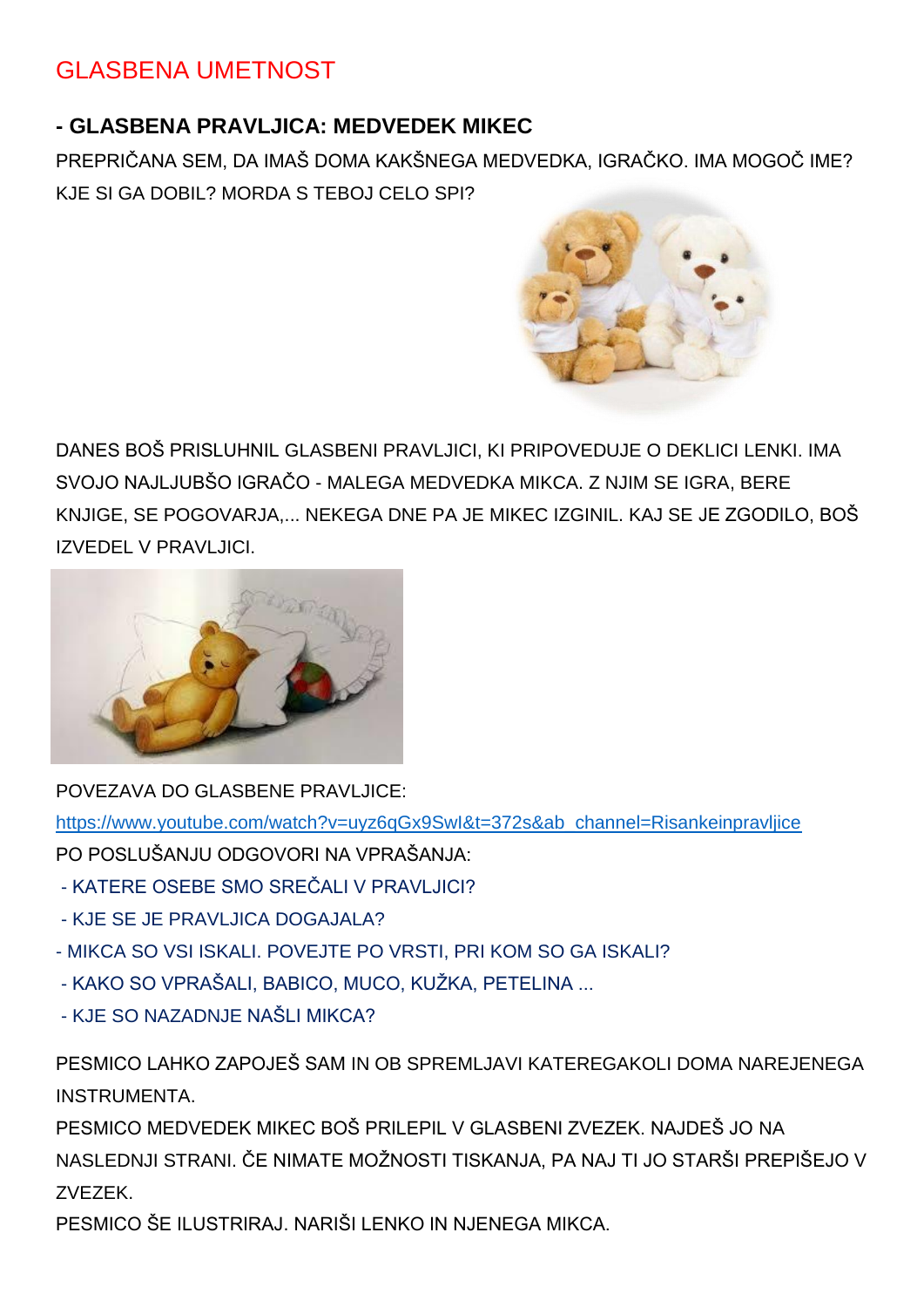# GLASBENA UMETNOST

## - GLASBENA PRAVLJICA: MEDVEDEK MIKEC

PREPRIČANA SEM, DA IMAŠ DOMA KAKŠNEGA MEDVEDKA, IGRAČKO. IMA MOGOČ IME? KJE SI GA DOBIL? MORDA S TEBOJ CELO SPI?

DANES BOŠ PRISLUHNIL GLASBENI PRAVLJICI, KI PRIPOVEDUJE O DEKLICI LENKI. IMA SVOJO NAJLJUBŠO IGRAČO - MALEGA MEDVEDKA MIKCA. Z NJIM SE IGRA, BERE KNJIGE, SE POGOVARJA,... NEKEGA DNE PA JE MIKEC IZGINIL. KAJ SE JE ZGODILO, BOŠ IZVEDEL V PRAVLJICI.

POVEZAVA DO GLASBENE PRAVLJICE:

https://www.youtube.com/watch?v=uyz6qGx9SwI&t=372s&ab_channel=Risankeinpravljice

PO POSLUŠANJU ODGOVORI NA VPRAŠANJA:

- KATERE OSEBE SMO SREČALI V PRAVLJICI?
- KJE SE JE PRAVLJICA DOGAJALA?
- MIKCA SO VSI ISKALI. POVEJTE PO VRSTI, PRI KOM SO GA ISKALI?
- KAKO SO VPRAŠALI, BABICO, MUCO, KUŽKA, PETELINA ...
- KJE SO NAZADNJE NAŠLI MIKCA?

PESMICO LAHKO ZAPOJEŠ SAM IN OB SPREMLJAVI KATEREGAKOLI DOMA NAREJENEGA INSTRUMENTA.

PESMICO MEDVEDEK MIKEC BOŠ PRILEPIL V GLASBENI ZVEZEK. NAJDEŠ JO NA NASLEDNJI STRANI. ČE NIMATE MOŽNOSTI TISKANJA, PA NAJ TI JO STARŠI PREPIŠEJO V ZVEZEK.

PESMICO ŠE ILUSTRIRAJ. NARIŠI LENKO IN NJENEGA MIKCA.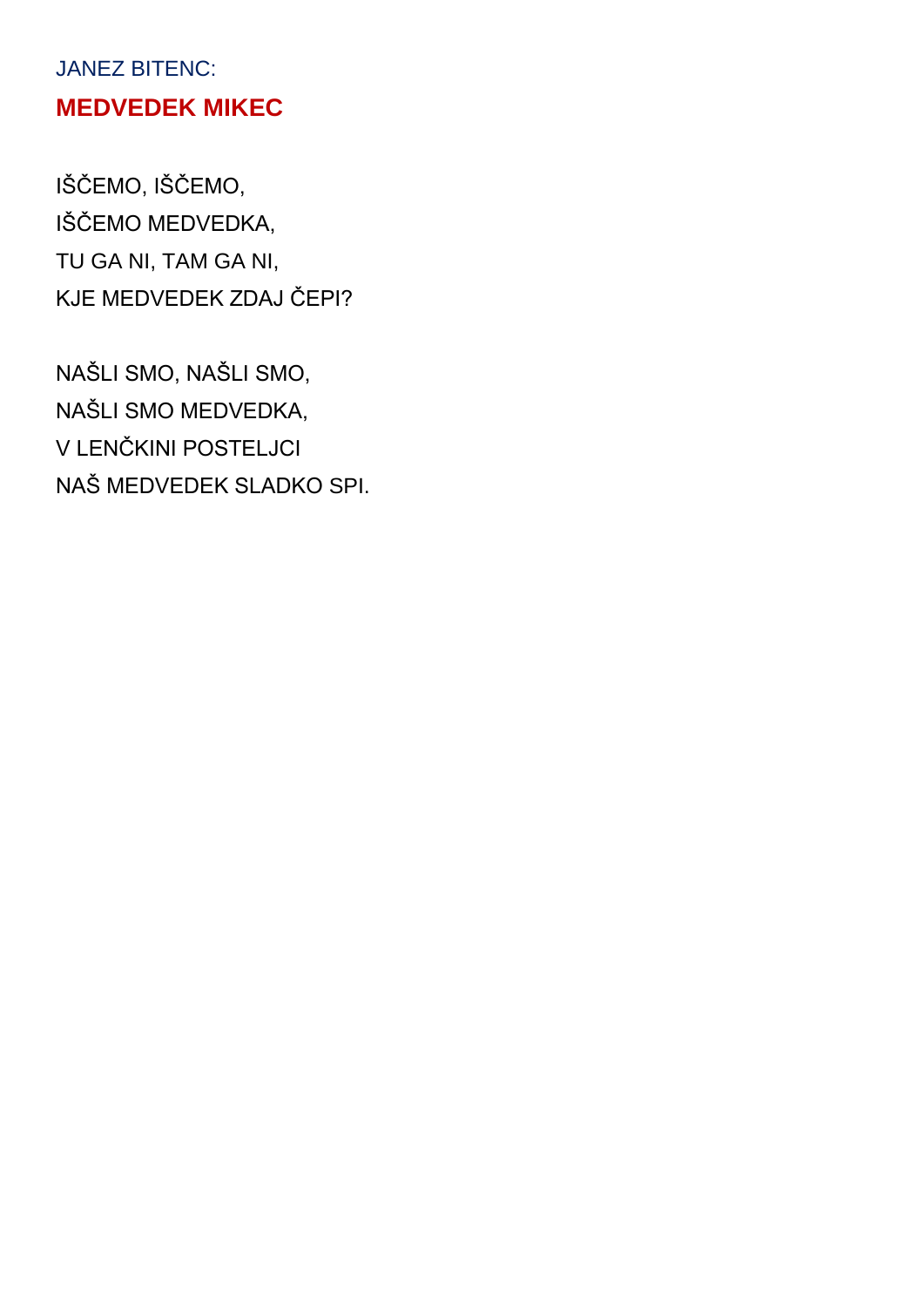JANEZ BITENC:

## MEDVEDEK MIKEC

IŠČEMO, IŠČEMO,  
IŠČEMO MEDVEDKA,  
TU GA NI, TAM GA NI,  
KJE MEDVEDEK ZDAJ ČEPI?

NAŠLI SMO, NAŠLI SMO,  
NAŠLI SMO MEDVEDKA,  
V LENČKINI POSTELJCI  
NAŠ MEDVEDEK SLADKO SPI.